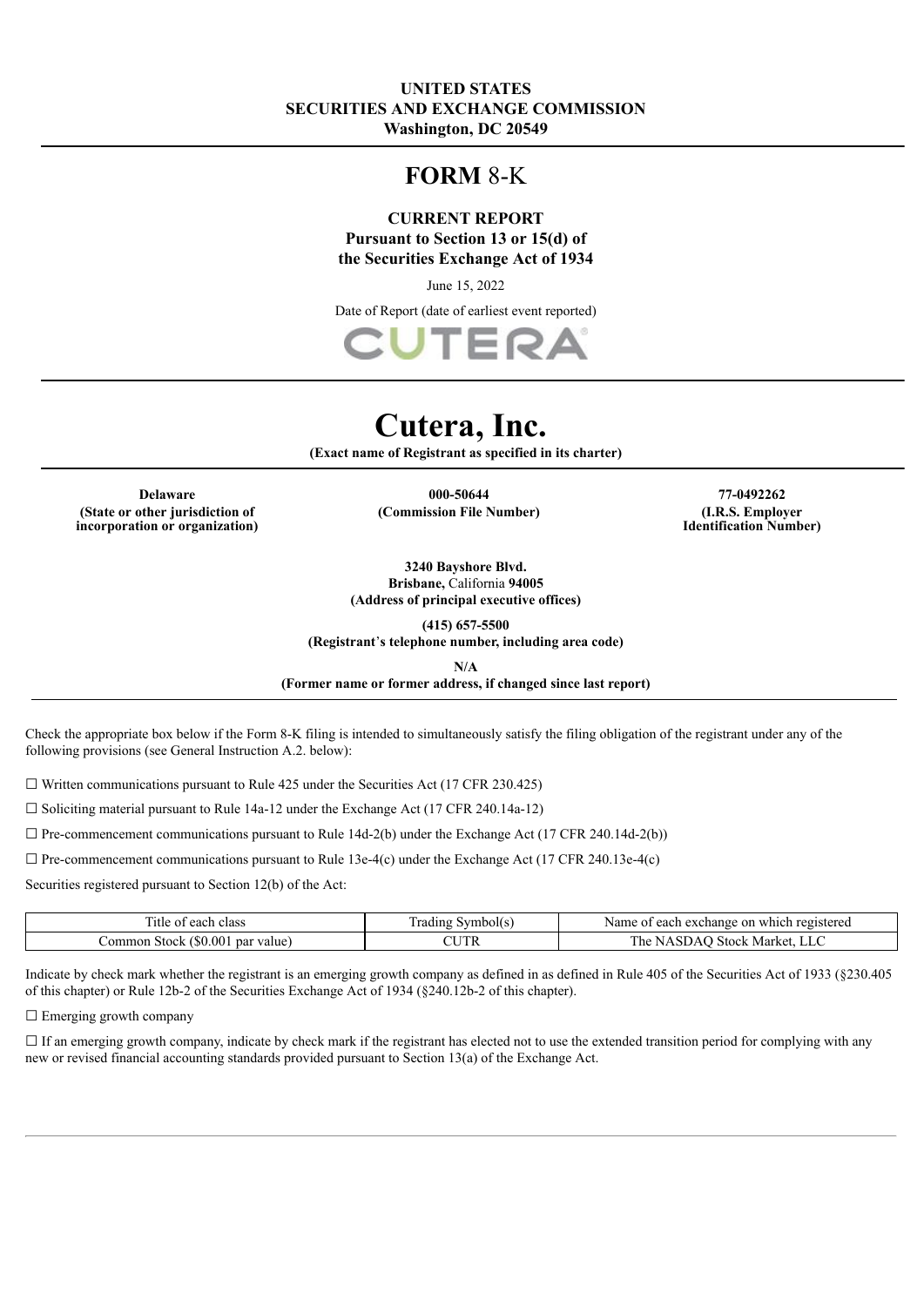**UNITED STATES**
**SECURITIES AND EXCHANGE COMMISSION**
**Washington, DC 20549**

# FORM 8-K

**CURRENT REPORT**
**Pursuant to Section 13 or 15(d) of**
**the Securities Exchange Act of 1934**

June 15, 2022

Date of Report (date of earliest event reported)

CUTERA

# Cutera, Inc.

**(Exact name of Registrant as specified in its charter)**

| **Delaware** | **000-50644** | **77-0492262** |
|---|---|---|
| **(State or other jurisdiction of incorporation or organization)** | **(Commission File Number)** | **(I.R.S. Employer Identification Number)** |

**3240 Bayshore Blvd.**
**Brisbane,** California **94005**
**(Address of principal executive offices)**

**(415) 657-5500**
**(Registrant's telephone number, including area code)**

**N/A**
**(Former name or former address, if changed since last report)**

Check the appropriate box below if the Form 8-K filing is intended to simultaneously satisfy the filing obligation of the registrant under any of the following provisions (see General Instruction A.2. below):

☐ Written communications pursuant to Rule 425 under the Securities Act (17 CFR 230.425)

☐ Soliciting material pursuant to Rule 14a-12 under the Exchange Act (17 CFR 240.14a-12)

☐ Pre-commencement communications pursuant to Rule 14d-2(b) under the Exchange Act (17 CFR 240.14d-2(b))

☐ Pre-commencement communications pursuant to Rule 13e-4(c) under the Exchange Act (17 CFR 240.13e-4(c)

Securities registered pursuant to Section 12(b) of the Act:

| Title of each class | Trading Symbol(s) | Name of each exchange on which registered |
|---|---|---|
| Common Stock ($0.001 par value) | CUTR | The NASDAQ Stock Market, LLC |

Indicate by check mark whether the registrant is an emerging growth company as defined in as defined in Rule 405 of the Securities Act of 1933 (§230.405 of this chapter) or Rule 12b-2 of the Securities Exchange Act of 1934 (§240.12b-2 of this chapter).

☐ Emerging growth company

☐ If an emerging growth company, indicate by check mark if the registrant has elected not to use the extended transition period for complying with any new or revised financial accounting standards provided pursuant to Section 13(a) of the Exchange Act.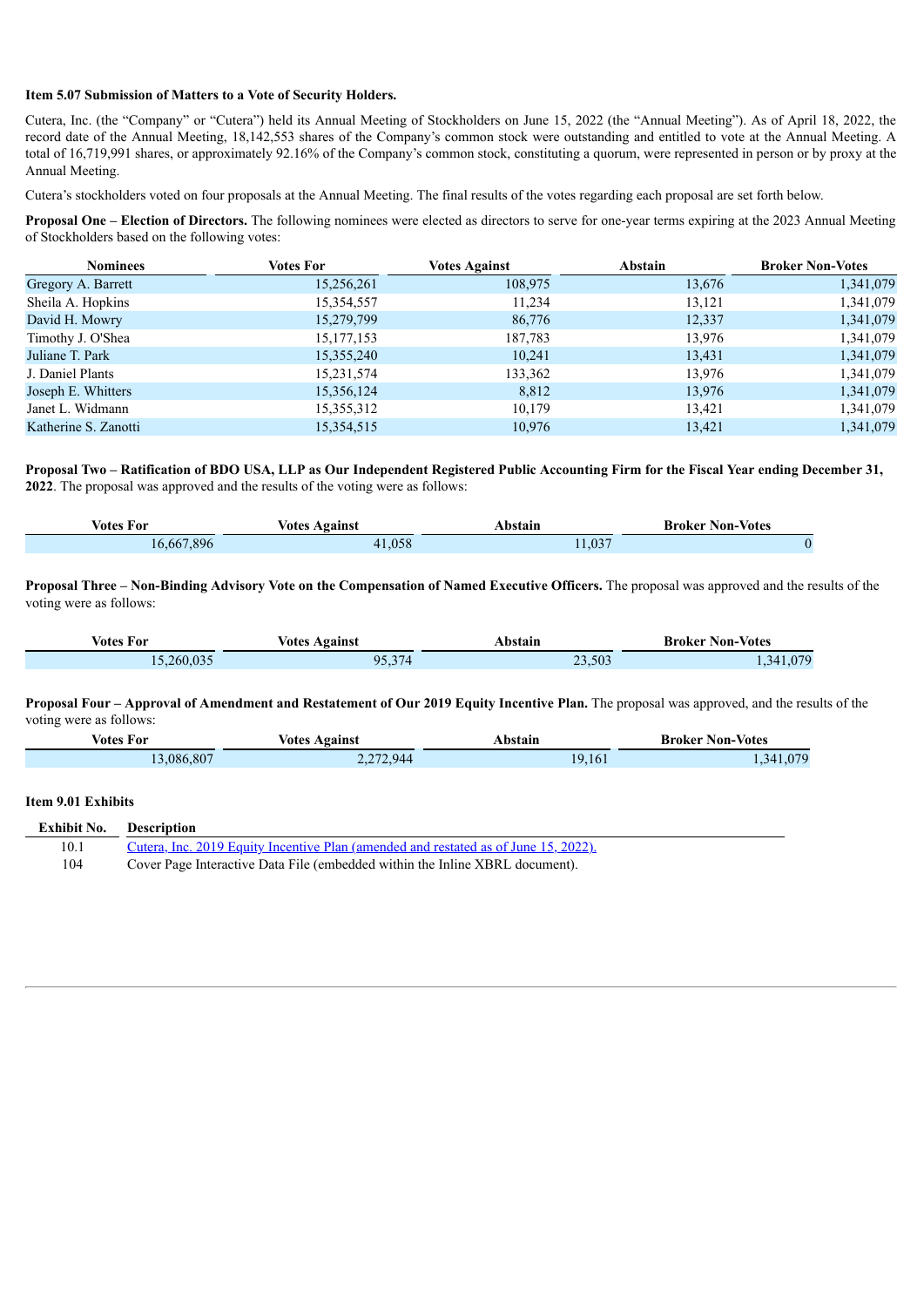**Item 5.07 Submission of Matters to a Vote of Security Holders.**

Cutera, Inc. (the "Company" or "Cutera") held its Annual Meeting of Stockholders on June 15, 2022 (the "Annual Meeting"). As of April 18, 2022, the record date of the Annual Meeting, 18,142,553 shares of the Company's common stock were outstanding and entitled to vote at the Annual Meeting. A total of 16,719,991 shares, or approximately 92.16% of the Company's common stock, constituting a quorum, were represented in person or by proxy at the Annual Meeting.

Cutera's stockholders voted on four proposals at the Annual Meeting. The final results of the votes regarding each proposal are set forth below.

**Proposal One – Election of Directors.** The following nominees were elected as directors to serve for one-year terms expiring at the 2023 Annual Meeting of Stockholders based on the following votes:

| Nominees | Votes For | Votes Against | Abstain | Broker Non-Votes |
|---|---|---|---|---|
| Gregory A. Barrett | 15,256,261 | 108,975 | 13,676 | 1,341,079 |
| Sheila A. Hopkins | 15,354,557 | 11,234 | 13,121 | 1,341,079 |
| David H. Mowry | 15,279,799 | 86,776 | 12,337 | 1,341,079 |
| Timothy J. O'Shea | 15,177,153 | 187,783 | 13,976 | 1,341,079 |
| Juliane T. Park | 15,355,240 | 10,241 | 13,431 | 1,341,079 |
| J. Daniel Plants | 15,231,574 | 133,362 | 13,976 | 1,341,079 |
| Joseph E. Whitters | 15,356,124 | 8,812 | 13,976 | 1,341,079 |
| Janet L. Widmann | 15,355,312 | 10,179 | 13,421 | 1,341,079 |
| Katherine S. Zanotti | 15,354,515 | 10,976 | 13,421 | 1,341,079 |

**Proposal Two – Ratification of BDO USA, LLP as Our Independent Registered Public Accounting Firm for the Fiscal Year ending December 31, 2022**. The proposal was approved and the results of the voting were as follows:

| Votes For | Votes Against | Abstain | Broker Non-Votes |
|---|---|---|---|
| 16,667,896 | 41,058 | 11,037 | 0 |

**Proposal Three – Non-Binding Advisory Vote on the Compensation of Named Executive Officers.** The proposal was approved and the results of the voting were as follows:

| Votes For | Votes Against | Abstain | Broker Non-Votes |
|---|---|---|---|
| 15,260,035 | 95,374 | 23,503 | 1,341,079 |

**Proposal Four – Approval of Amendment and Restatement of Our 2019 Equity Incentive Plan.** The proposal was approved, and the results of the voting were as follows:

| Votes For | Votes Against | Abstain | Broker Non-Votes |
|---|---|---|---|
| 13,086,807 | 2,272,944 | 19,161 | 1,341,079 |

**Item 9.01 Exhibits**

| Exhibit No. | Description |
|---|---|
| 10.1 | Cutera, Inc. 2019 Equity Incentive Plan (amended and restated as of June 15, 2022). |
| 104 | Cover Page Interactive Data File (embedded within the Inline XBRL document). |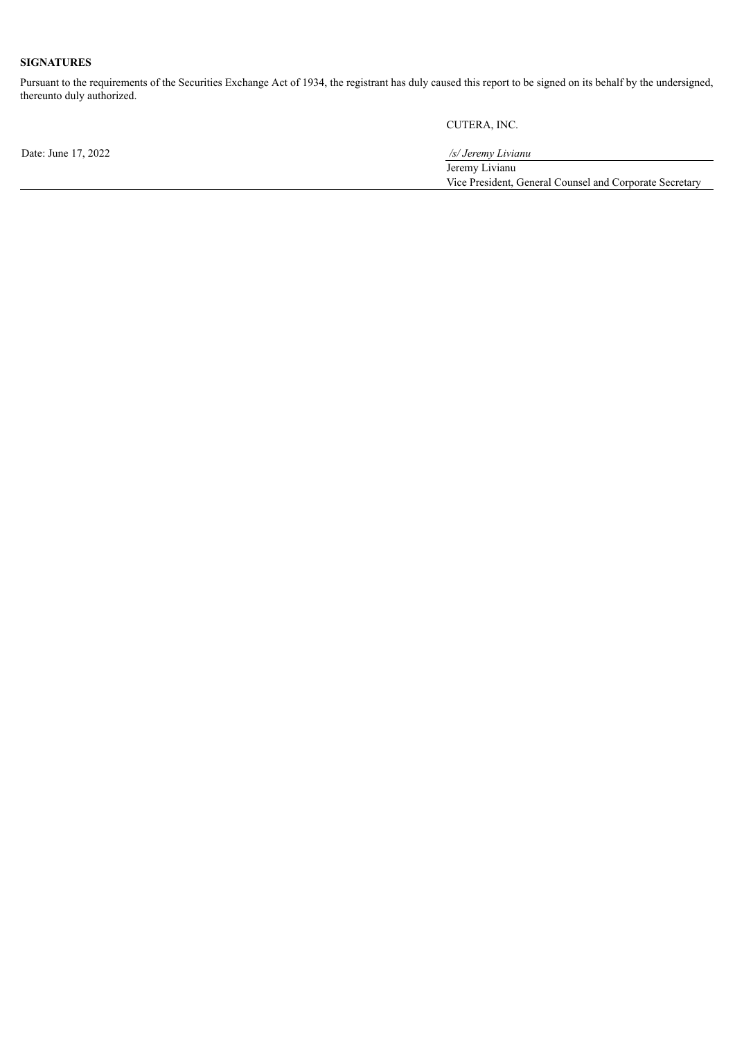**SIGNATURES**

Pursuant to the requirements of the Securities Exchange Act of 1934, the registrant has duly caused this report to be signed on its behalf by the undersigned, thereunto duly authorized.

| | |
|---|---|
| | CUTERA, INC. |
| Date: June 17, 2022 | */s/ Jeremy Livianu* |
| | Jeremy Livianu |
| | Vice President, General Counsel and Corporate Secretary |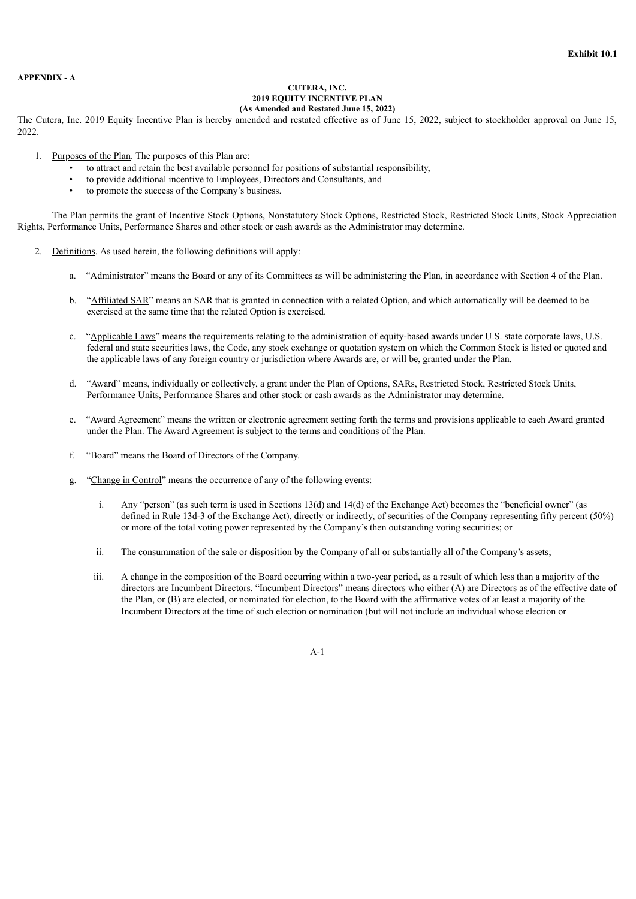**Exhibit 10.1**

**APPENDIX - A**

**CUTERA, INC.**
**2019 EQUITY INCENTIVE PLAN**
**(As Amended and Restated June 15, 2022)**

The Cutera, Inc. 2019 Equity Incentive Plan is hereby amended and restated effective as of June 15, 2022, subject to stockholder approval on June 15, 2022.

1. Purposes of the Plan. The purposes of this Plan are:
   - to attract and retain the best available personnel for positions of substantial responsibility,
   - to provide additional incentive to Employees, Directors and Consultants, and
   - to promote the success of the Company's business.

The Plan permits the grant of Incentive Stock Options, Nonstatutory Stock Options, Restricted Stock, Restricted Stock Units, Stock Appreciation Rights, Performance Units, Performance Shares and other stock or cash awards as the Administrator may determine.

2. Definitions. As used herein, the following definitions will apply:

   a. "Administrator" means the Board or any of its Committees as will be administering the Plan, in accordance with Section 4 of the Plan.

   b. "Affiliated SAR" means an SAR that is granted in connection with a related Option, and which automatically will be deemed to be exercised at the same time that the related Option is exercised.

   c. "Applicable Laws" means the requirements relating to the administration of equity-based awards under U.S. state corporate laws, U.S. federal and state securities laws, the Code, any stock exchange or quotation system on which the Common Stock is listed or quoted and the applicable laws of any foreign country or jurisdiction where Awards are, or will be, granted under the Plan.

   d. "Award" means, individually or collectively, a grant under the Plan of Options, SARs, Restricted Stock, Restricted Stock Units, Performance Units, Performance Shares and other stock or cash awards as the Administrator may determine.

   e. "Award Agreement" means the written or electronic agreement setting forth the terms and provisions applicable to each Award granted under the Plan. The Award Agreement is subject to the terms and conditions of the Plan.

   f. "Board" means the Board of Directors of the Company.

   g. "Change in Control" means the occurrence of any of the following events:

      i. Any "person" (as such term is used in Sections 13(d) and 14(d) of the Exchange Act) becomes the "beneficial owner" (as defined in Rule 13d-3 of the Exchange Act), directly or indirectly, of securities of the Company representing fifty percent (50%) or more of the total voting power represented by the Company's then outstanding voting securities; or

      ii. The consummation of the sale or disposition by the Company of all or substantially all of the Company's assets;

      iii. A change in the composition of the Board occurring within a two-year period, as a result of which less than a majority of the directors are Incumbent Directors. "Incumbent Directors" means directors who either (A) are Directors as of the effective date of the Plan, or (B) are elected, or nominated for election, to the Board with the affirmative votes of at least a majority of the Incumbent Directors at the time of such election or nomination (but will not include an individual whose election or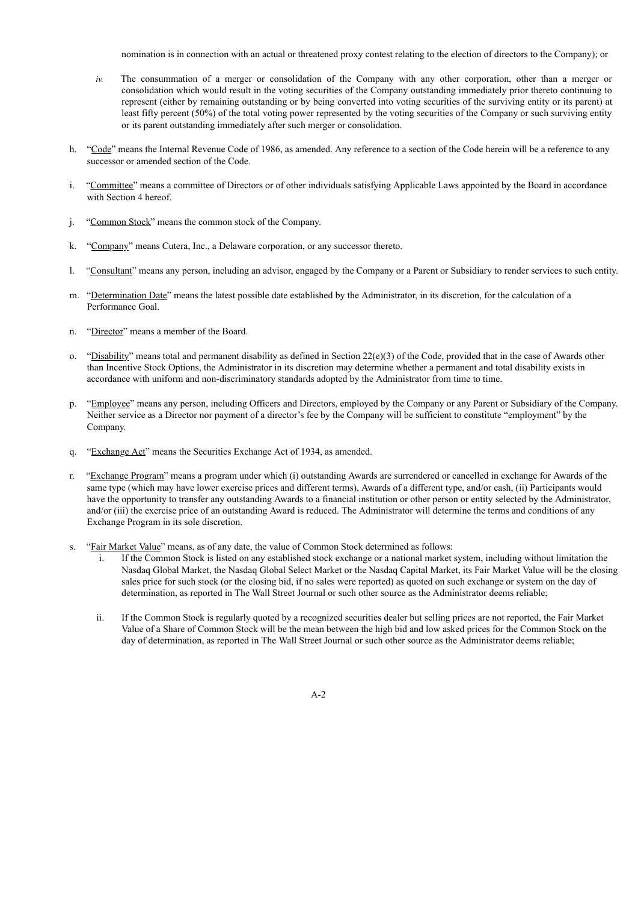nomination is in connection with an actual or threatened proxy contest relating to the election of directors to the Company); or

*iv.* The consummation of a merger or consolidation of the Company with any other corporation, other than a merger or consolidation which would result in the voting securities of the Company outstanding immediately prior thereto continuing to represent (either by remaining outstanding or by being converted into voting securities of the surviving entity or its parent) at least fifty percent (50%) of the total voting power represented by the voting securities of the Company or such surviving entity or its parent outstanding immediately after such merger or consolidation.

h. "Code" means the Internal Revenue Code of 1986, as amended. Any reference to a section of the Code herein will be a reference to any successor or amended section of the Code.

i. "Committee" means a committee of Directors or of other individuals satisfying Applicable Laws appointed by the Board in accordance with Section 4 hereof.

j. "Common Stock" means the common stock of the Company.

k. "Company" means Cutera, Inc., a Delaware corporation, or any successor thereto.

l. "Consultant" means any person, including an advisor, engaged by the Company or a Parent or Subsidiary to render services to such entity.

m. "Determination Date" means the latest possible date established by the Administrator, in its discretion, for the calculation of a Performance Goal.

n. "Director" means a member of the Board.

o. "Disability" means total and permanent disability as defined in Section 22(e)(3) of the Code, provided that in the case of Awards other than Incentive Stock Options, the Administrator in its discretion may determine whether a permanent and total disability exists in accordance with uniform and non-discriminatory standards adopted by the Administrator from time to time.

p. "Employee" means any person, including Officers and Directors, employed by the Company or any Parent or Subsidiary of the Company. Neither service as a Director nor payment of a director's fee by the Company will be sufficient to constitute "employment" by the Company.

q. "Exchange Act" means the Securities Exchange Act of 1934, as amended.

r. "Exchange Program" means a program under which (i) outstanding Awards are surrendered or cancelled in exchange for Awards of the same type (which may have lower exercise prices and different terms), Awards of a different type, and/or cash, (ii) Participants would have the opportunity to transfer any outstanding Awards to a financial institution or other person or entity selected by the Administrator, and/or (iii) the exercise price of an outstanding Award is reduced. The Administrator will determine the terms and conditions of any Exchange Program in its sole discretion.

s. "Fair Market Value" means, as of any date, the value of Common Stock determined as follows:

   i. If the Common Stock is listed on any established stock exchange or a national market system, including without limitation the Nasdaq Global Market, the Nasdaq Global Select Market or the Nasdaq Capital Market, its Fair Market Value will be the closing sales price for such stock (or the closing bid, if no sales were reported) as quoted on such exchange or system on the day of determination, as reported in The Wall Street Journal or such other source as the Administrator deems reliable;

   ii. If the Common Stock is regularly quoted by a recognized securities dealer but selling prices are not reported, the Fair Market Value of a Share of Common Stock will be the mean between the high bid and low asked prices for the Common Stock on the day of determination, as reported in The Wall Street Journal or such other source as the Administrator deems reliable;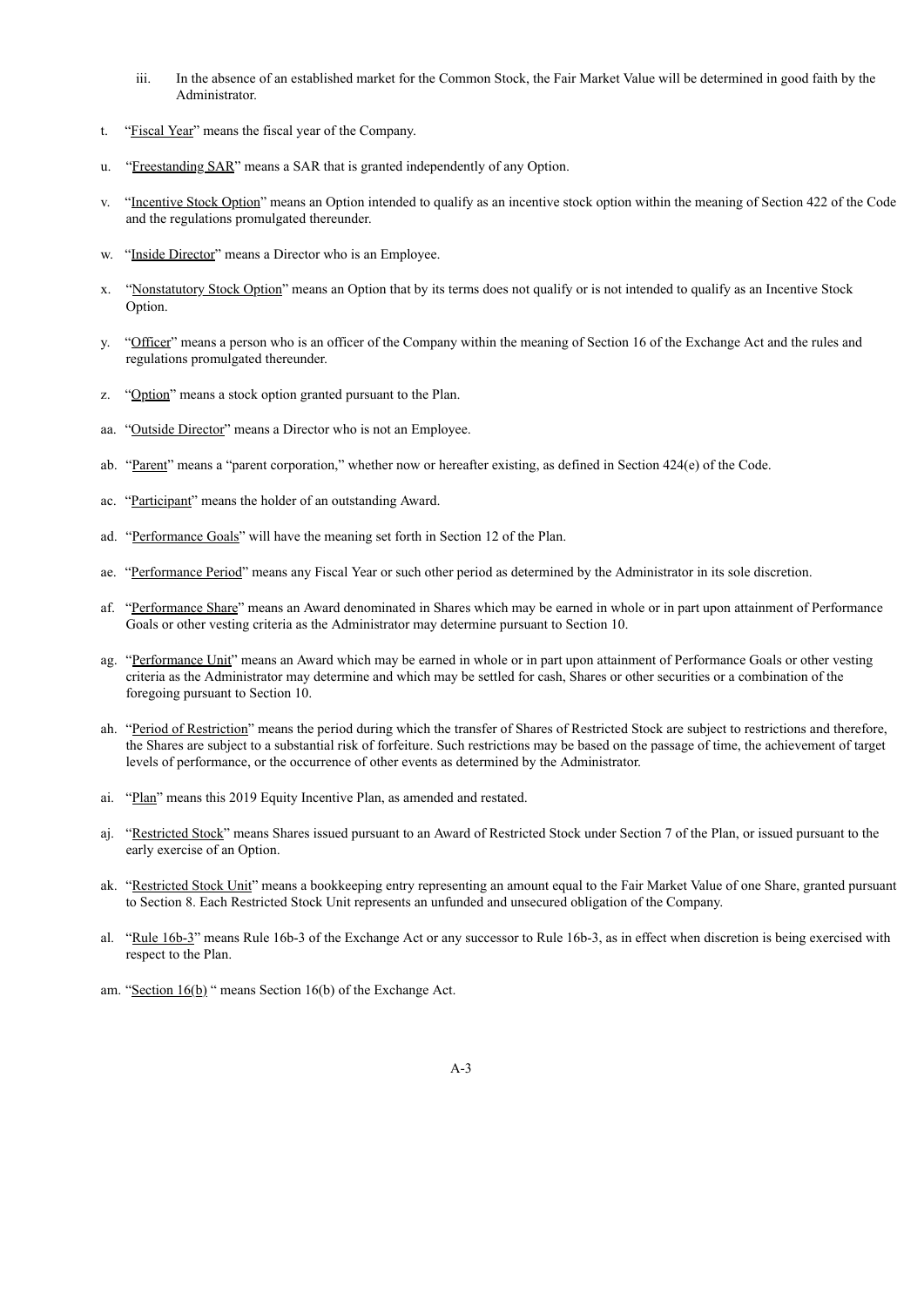iii. In the absence of an established market for the Common Stock, the Fair Market Value will be determined in good faith by the Administrator.

t. "Fiscal Year" means the fiscal year of the Company.

u. "Freestanding SAR" means a SAR that is granted independently of any Option.

v. "Incentive Stock Option" means an Option intended to qualify as an incentive stock option within the meaning of Section 422 of the Code and the regulations promulgated thereunder.

w. "Inside Director" means a Director who is an Employee.

x. "Nonstatutory Stock Option" means an Option that by its terms does not qualify or is not intended to qualify as an Incentive Stock Option.

y. "Officer" means a person who is an officer of the Company within the meaning of Section 16 of the Exchange Act and the rules and regulations promulgated thereunder.

z. "Option" means a stock option granted pursuant to the Plan.

aa. "Outside Director" means a Director who is not an Employee.

ab. "Parent" means a "parent corporation," whether now or hereafter existing, as defined in Section 424(e) of the Code.

ac. "Participant" means the holder of an outstanding Award.

ad. "Performance Goals" will have the meaning set forth in Section 12 of the Plan.

ae. "Performance Period" means any Fiscal Year or such other period as determined by the Administrator in its sole discretion.

af. "Performance Share" means an Award denominated in Shares which may be earned in whole or in part upon attainment of Performance Goals or other vesting criteria as the Administrator may determine pursuant to Section 10.

ag. "Performance Unit" means an Award which may be earned in whole or in part upon attainment of Performance Goals or other vesting criteria as the Administrator may determine and which may be settled for cash, Shares or other securities or a combination of the foregoing pursuant to Section 10.

ah. "Period of Restriction" means the period during which the transfer of Shares of Restricted Stock are subject to restrictions and therefore, the Shares are subject to a substantial risk of forfeiture. Such restrictions may be based on the passage of time, the achievement of target levels of performance, or the occurrence of other events as determined by the Administrator.

ai. "Plan" means this 2019 Equity Incentive Plan, as amended and restated.

aj. "Restricted Stock" means Shares issued pursuant to an Award of Restricted Stock under Section 7 of the Plan, or issued pursuant to the early exercise of an Option.

ak. "Restricted Stock Unit" means a bookkeeping entry representing an amount equal to the Fair Market Value of one Share, granted pursuant to Section 8. Each Restricted Stock Unit represents an unfunded and unsecured obligation of the Company.

al. "Rule 16b-3" means Rule 16b-3 of the Exchange Act or any successor to Rule 16b-3, as in effect when discretion is being exercised with respect to the Plan.

am. "Section 16(b) " means Section 16(b) of the Exchange Act.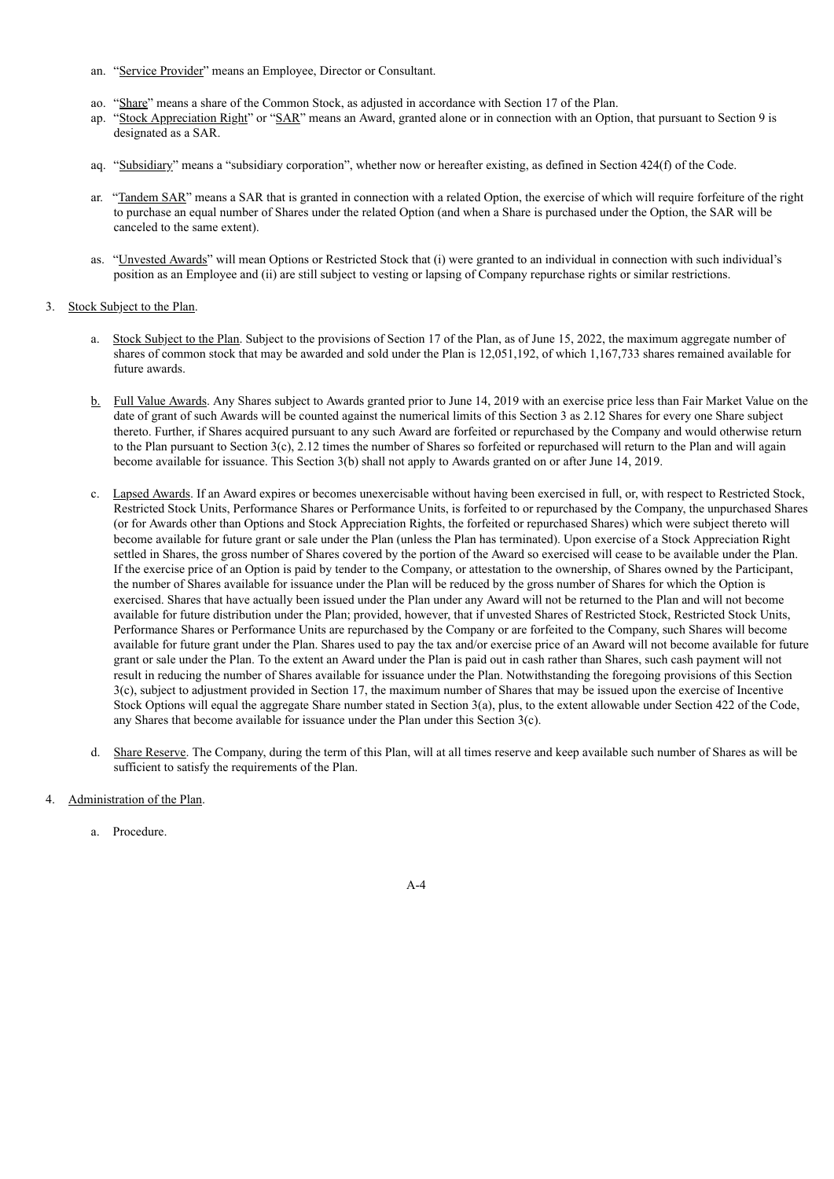an. "Service Provider" means an Employee, Director or Consultant.

ao. "Share" means a share of the Common Stock, as adjusted in accordance with Section 17 of the Plan.

ap. "Stock Appreciation Right" or "SAR" means an Award, granted alone or in connection with an Option, that pursuant to Section 9 is designated as a SAR.

aq. "Subsidiary" means a "subsidiary corporation", whether now or hereafter existing, as defined in Section 424(f) of the Code.

ar. "Tandem SAR" means a SAR that is granted in connection with a related Option, the exercise of which will require forfeiture of the right to purchase an equal number of Shares under the related Option (and when a Share is purchased under the Option, the SAR will be canceled to the same extent).

as. "Unvested Awards" will mean Options or Restricted Stock that (i) were granted to an individual in connection with such individual's position as an Employee and (ii) are still subject to vesting or lapsing of Company repurchase rights or similar restrictions.

3. Stock Subject to the Plan.

a. Stock Subject to the Plan. Subject to the provisions of Section 17 of the Plan, as of June 15, 2022, the maximum aggregate number of shares of common stock that may be awarded and sold under the Plan is 12,051,192, of which 1,167,733 shares remained available for future awards.

b. Full Value Awards. Any Shares subject to Awards granted prior to June 14, 2019 with an exercise price less than Fair Market Value on the date of grant of such Awards will be counted against the numerical limits of this Section 3 as 2.12 Shares for every one Share subject thereto. Further, if Shares acquired pursuant to any such Award are forfeited or repurchased by the Company and would otherwise return to the Plan pursuant to Section 3(c), 2.12 times the number of Shares so forfeited or repurchased will return to the Plan and will again become available for issuance. This Section 3(b) shall not apply to Awards granted on or after June 14, 2019.

c. Lapsed Awards. If an Award expires or becomes unexercisable without having been exercised in full, or, with respect to Restricted Stock, Restricted Stock Units, Performance Shares or Performance Units, is forfeited to or repurchased by the Company, the unpurchased Shares (or for Awards other than Options and Stock Appreciation Rights, the forfeited or repurchased Shares) which were subject thereto will become available for future grant or sale under the Plan (unless the Plan has terminated). Upon exercise of a Stock Appreciation Right settled in Shares, the gross number of Shares covered by the portion of the Award so exercised will cease to be available under the Plan. If the exercise price of an Option is paid by tender to the Company, or attestation to the ownership, of Shares owned by the Participant, the number of Shares available for issuance under the Plan will be reduced by the gross number of Shares for which the Option is exercised. Shares that have actually been issued under the Plan under any Award will not be returned to the Plan and will not become available for future distribution under the Plan; provided, however, that if unvested Shares of Restricted Stock, Restricted Stock Units, Performance Shares or Performance Units are repurchased by the Company or are forfeited to the Company, such Shares will become available for future grant under the Plan. Shares used to pay the tax and/or exercise price of an Award will not become available for future grant or sale under the Plan. To the extent an Award under the Plan is paid out in cash rather than Shares, such cash payment will not result in reducing the number of Shares available for issuance under the Plan. Notwithstanding the foregoing provisions of this Section 3(c), subject to adjustment provided in Section 17, the maximum number of Shares that may be issued upon the exercise of Incentive Stock Options will equal the aggregate Share number stated in Section 3(a), plus, to the extent allowable under Section 422 of the Code, any Shares that become available for issuance under the Plan under this Section 3(c).

d. Share Reserve. The Company, during the term of this Plan, will at all times reserve and keep available such number of Shares as will be sufficient to satisfy the requirements of the Plan.

4. Administration of the Plan.

a. Procedure.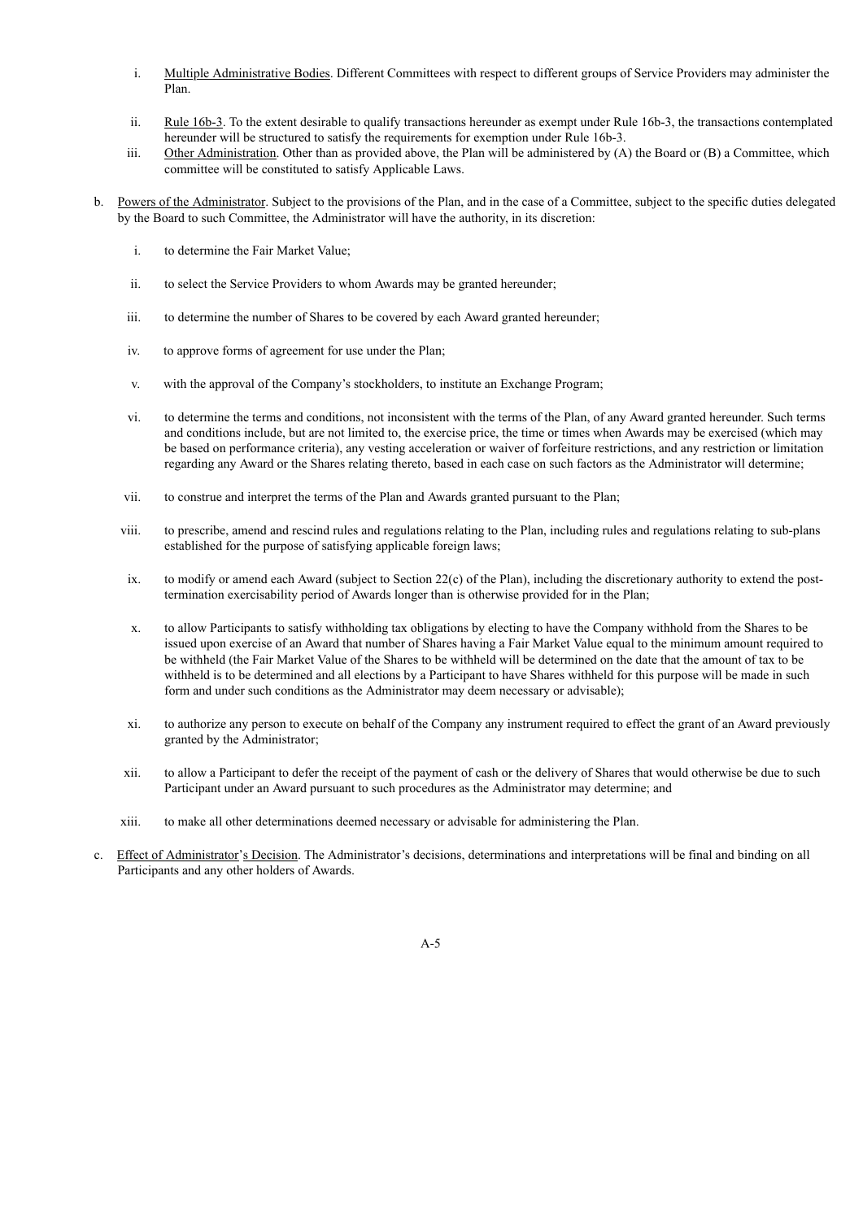i. Multiple Administrative Bodies. Different Committees with respect to different groups of Service Providers may administer the Plan.

ii. Rule 16b-3. To the extent desirable to qualify transactions hereunder as exempt under Rule 16b-3, the transactions contemplated hereunder will be structured to satisfy the requirements for exemption under Rule 16b-3.

iii. Other Administration. Other than as provided above, the Plan will be administered by (A) the Board or (B) a Committee, which committee will be constituted to satisfy Applicable Laws.

b. Powers of the Administrator. Subject to the provisions of the Plan, and in the case of a Committee, subject to the specific duties delegated by the Board to such Committee, the Administrator will have the authority, in its discretion:

i. to determine the Fair Market Value;

ii. to select the Service Providers to whom Awards may be granted hereunder;

iii. to determine the number of Shares to be covered by each Award granted hereunder;

iv. to approve forms of agreement for use under the Plan;

v. with the approval of the Company's stockholders, to institute an Exchange Program;

vi. to determine the terms and conditions, not inconsistent with the terms of the Plan, of any Award granted hereunder. Such terms and conditions include, but are not limited to, the exercise price, the time or times when Awards may be exercised (which may be based on performance criteria), any vesting acceleration or waiver of forfeiture restrictions, and any restriction or limitation regarding any Award or the Shares relating thereto, based in each case on such factors as the Administrator will determine;

vii. to construe and interpret the terms of the Plan and Awards granted pursuant to the Plan;

viii. to prescribe, amend and rescind rules and regulations relating to the Plan, including rules and regulations relating to sub-plans established for the purpose of satisfying applicable foreign laws;

ix. to modify or amend each Award (subject to Section 22(c) of the Plan), including the discretionary authority to extend the post-termination exercisability period of Awards longer than is otherwise provided for in the Plan;

x. to allow Participants to satisfy withholding tax obligations by electing to have the Company withhold from the Shares to be issued upon exercise of an Award that number of Shares having a Fair Market Value equal to the minimum amount required to be withheld (the Fair Market Value of the Shares to be withheld will be determined on the date that the amount of tax to be withheld is to be determined and all elections by a Participant to have Shares withheld for this purpose will be made in such form and under such conditions as the Administrator may deem necessary or advisable);

xi. to authorize any person to execute on behalf of the Company any instrument required to effect the grant of an Award previously granted by the Administrator;

xii. to allow a Participant to defer the receipt of the payment of cash or the delivery of Shares that would otherwise be due to such Participant under an Award pursuant to such procedures as the Administrator may determine; and

xiii. to make all other determinations deemed necessary or advisable for administering the Plan.

c. Effect of Administrator's Decision. The Administrator's decisions, determinations and interpretations will be final and binding on all Participants and any other holders of Awards.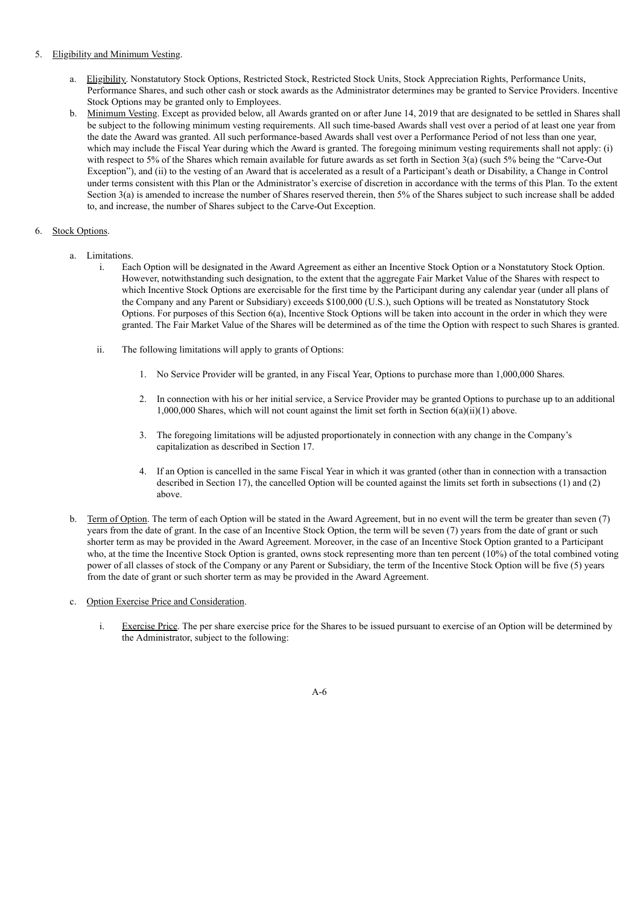5. Eligibility and Minimum Vesting.

   a. Eligibility. Nonstatutory Stock Options, Restricted Stock, Restricted Stock Units, Stock Appreciation Rights, Performance Units, Performance Shares, and such other cash or stock awards as the Administrator determines may be granted to Service Providers. Incentive Stock Options may be granted only to Employees.

   b. Minimum Vesting. Except as provided below, all Awards granted on or after June 14, 2019 that are designated to be settled in Shares shall be subject to the following minimum vesting requirements. All such time-based Awards shall vest over a period of at least one year from the date the Award was granted. All such performance-based Awards shall vest over a Performance Period of not less than one year, which may include the Fiscal Year during which the Award is granted. The foregoing minimum vesting requirements shall not apply: (i) with respect to 5% of the Shares which remain available for future awards as set forth in Section 3(a) (such 5% being the "Carve-Out Exception"), and (ii) to the vesting of an Award that is accelerated as a result of a Participant's death or Disability, a Change in Control under terms consistent with this Plan or the Administrator's exercise of discretion in accordance with the terms of this Plan. To the extent Section 3(a) is amended to increase the number of Shares reserved therein, then 5% of the Shares subject to such increase shall be added to, and increase, the number of Shares subject to the Carve-Out Exception.

6. Stock Options.

   a. Limitations.

      i. Each Option will be designated in the Award Agreement as either an Incentive Stock Option or a Nonstatutory Stock Option. However, notwithstanding such designation, to the extent that the aggregate Fair Market Value of the Shares with respect to which Incentive Stock Options are exercisable for the first time by the Participant during any calendar year (under all plans of the Company and any Parent or Subsidiary) exceeds $100,000 (U.S.), such Options will be treated as Nonstatutory Stock Options. For purposes of this Section 6(a), Incentive Stock Options will be taken into account in the order in which they were granted. The Fair Market Value of the Shares will be determined as of the time the Option with respect to such Shares is granted.

      ii. The following limitations will apply to grants of Options:

         1. No Service Provider will be granted, in any Fiscal Year, Options to purchase more than 1,000,000 Shares.

         2. In connection with his or her initial service, a Service Provider may be granted Options to purchase up to an additional 1,000,000 Shares, which will not count against the limit set forth in Section 6(a)(ii)(1) above.

         3. The foregoing limitations will be adjusted proportionately in connection with any change in the Company's capitalization as described in Section 17.

         4. If an Option is cancelled in the same Fiscal Year in which it was granted (other than in connection with a transaction described in Section 17), the cancelled Option will be counted against the limits set forth in subsections (1) and (2) above.

   b. Term of Option. The term of each Option will be stated in the Award Agreement, but in no event will the term be greater than seven (7) years from the date of grant. In the case of an Incentive Stock Option, the term will be seven (7) years from the date of grant or such shorter term as may be provided in the Award Agreement. Moreover, in the case of an Incentive Stock Option granted to a Participant who, at the time the Incentive Stock Option is granted, owns stock representing more than ten percent (10%) of the total combined voting power of all classes of stock of the Company or any Parent or Subsidiary, the term of the Incentive Stock Option will be five (5) years from the date of grant or such shorter term as may be provided in the Award Agreement.

   c. Option Exercise Price and Consideration.

      i. Exercise Price. The per share exercise price for the Shares to be issued pursuant to exercise of an Option will be determined by the Administrator, subject to the following: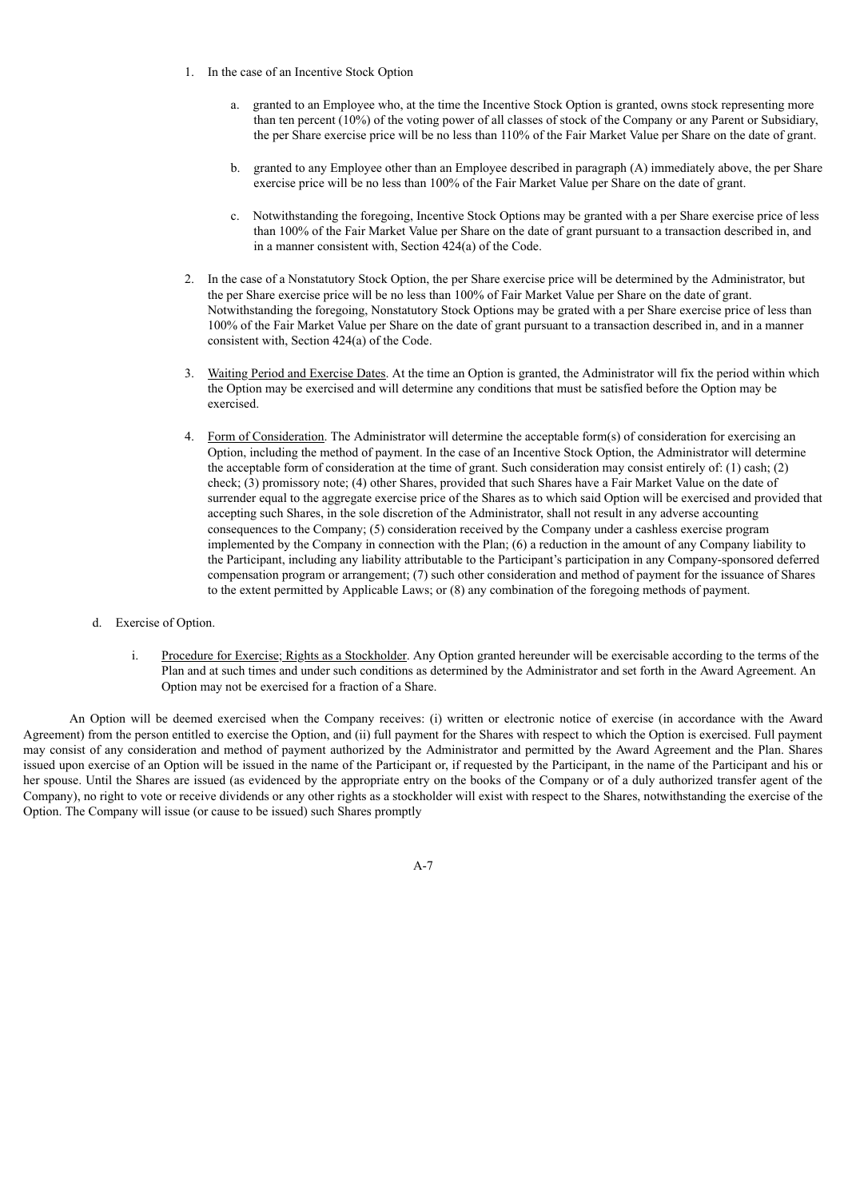1. In the case of an Incentive Stock Option

    a. granted to an Employee who, at the time the Incentive Stock Option is granted, owns stock representing more than ten percent (10%) of the voting power of all classes of stock of the Company or any Parent or Subsidiary, the per Share exercise price will be no less than 110% of the Fair Market Value per Share on the date of grant.

    b. granted to any Employee other than an Employee described in paragraph (A) immediately above, the per Share exercise price will be no less than 100% of the Fair Market Value per Share on the date of grant.

    c. Notwithstanding the foregoing, Incentive Stock Options may be granted with a per Share exercise price of less than 100% of the Fair Market Value per Share on the date of grant pursuant to a transaction described in, and in a manner consistent with, Section 424(a) of the Code.

2. In the case of a Nonstatutory Stock Option, the per Share exercise price will be determined by the Administrator, but the per Share exercise price will be no less than 100% of Fair Market Value per Share on the date of grant. Notwithstanding the foregoing, Nonstatutory Stock Options may be grated with a per Share exercise price of less than 100% of the Fair Market Value per Share on the date of grant pursuant to a transaction described in, and in a manner consistent with, Section 424(a) of the Code.

3. Waiting Period and Exercise Dates. At the time an Option is granted, the Administrator will fix the period within which the Option may be exercised and will determine any conditions that must be satisfied before the Option may be exercised.

4. Form of Consideration. The Administrator will determine the acceptable form(s) of consideration for exercising an Option, including the method of payment. In the case of an Incentive Stock Option, the Administrator will determine the acceptable form of consideration at the time of grant. Such consideration may consist entirely of: (1) cash; (2) check; (3) promissory note; (4) other Shares, provided that such Shares have a Fair Market Value on the date of surrender equal to the aggregate exercise price of the Shares as to which said Option will be exercised and provided that accepting such Shares, in the sole discretion of the Administrator, shall not result in any adverse accounting consequences to the Company; (5) consideration received by the Company under a cashless exercise program implemented by the Company in connection with the Plan; (6) a reduction in the amount of any Company liability to the Participant, including any liability attributable to the Participant's participation in any Company-sponsored deferred compensation program or arrangement; (7) such other consideration and method of payment for the issuance of Shares to the extent permitted by Applicable Laws; or (8) any combination of the foregoing methods of payment.

d. Exercise of Option.

i. Procedure for Exercise; Rights as a Stockholder. Any Option granted hereunder will be exercisable according to the terms of the Plan and at such times and under such conditions as determined by the Administrator and set forth in the Award Agreement. An Option may not be exercised for a fraction of a Share.

An Option will be deemed exercised when the Company receives: (i) written or electronic notice of exercise (in accordance with the Award Agreement) from the person entitled to exercise the Option, and (ii) full payment for the Shares with respect to which the Option is exercised. Full payment may consist of any consideration and method of payment authorized by the Administrator and permitted by the Award Agreement and the Plan. Shares issued upon exercise of an Option will be issued in the name of the Participant or, if requested by the Participant, in the name of the Participant and his or her spouse. Until the Shares are issued (as evidenced by the appropriate entry on the books of the Company or of a duly authorized transfer agent of the Company), no right to vote or receive dividends or any other rights as a stockholder will exist with respect to the Shares, notwithstanding the exercise of the Option. The Company will issue (or cause to be issued) such Shares promptly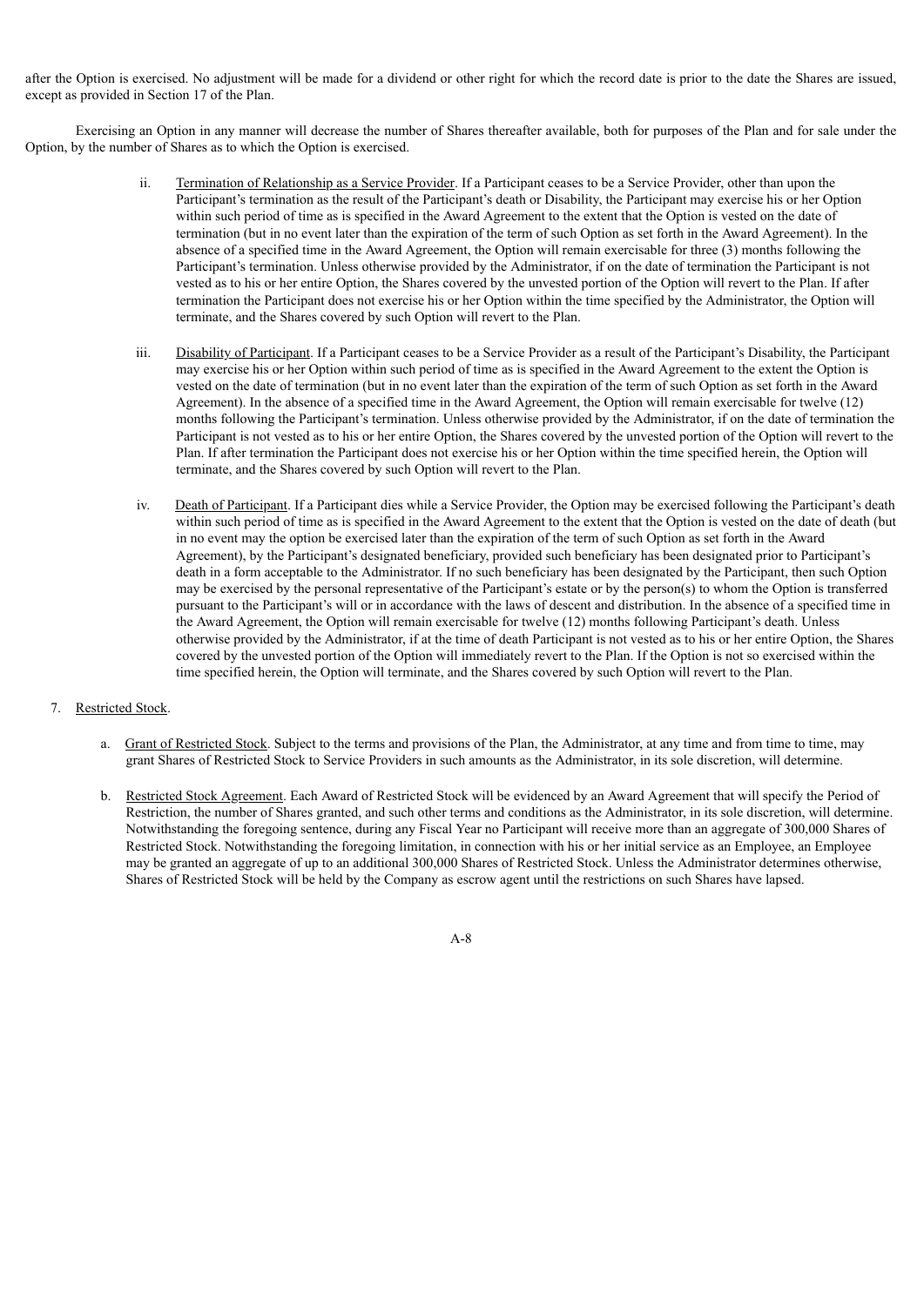after the Option is exercised. No adjustment will be made for a dividend or other right for which the record date is prior to the date the Shares are issued, except as provided in Section 17 of the Plan.

Exercising an Option in any manner will decrease the number of Shares thereafter available, both for purposes of the Plan and for sale under the Option, by the number of Shares as to which the Option is exercised.

ii. Termination of Relationship as a Service Provider. If a Participant ceases to be a Service Provider, other than upon the Participant's termination as the result of the Participant's death or Disability, the Participant may exercise his or her Option within such period of time as is specified in the Award Agreement to the extent that the Option is vested on the date of termination (but in no event later than the expiration of the term of such Option as set forth in the Award Agreement). In the absence of a specified time in the Award Agreement, the Option will remain exercisable for three (3) months following the Participant's termination. Unless otherwise provided by the Administrator, if on the date of termination the Participant is not vested as to his or her entire Option, the Shares covered by the unvested portion of the Option will revert to the Plan. If after termination the Participant does not exercise his or her Option within the time specified by the Administrator, the Option will terminate, and the Shares covered by such Option will revert to the Plan.

iii. Disability of Participant. If a Participant ceases to be a Service Provider as a result of the Participant's Disability, the Participant may exercise his or her Option within such period of time as is specified in the Award Agreement to the extent the Option is vested on the date of termination (but in no event later than the expiration of the term of such Option as set forth in the Award Agreement). In the absence of a specified time in the Award Agreement, the Option will remain exercisable for twelve (12) months following the Participant's termination. Unless otherwise provided by the Administrator, if on the date of termination the Participant is not vested as to his or her entire Option, the Shares covered by the unvested portion of the Option will revert to the Plan. If after termination the Participant does not exercise his or her Option within the time specified herein, the Option will terminate, and the Shares covered by such Option will revert to the Plan.

iv. Death of Participant. If a Participant dies while a Service Provider, the Option may be exercised following the Participant's death within such period of time as is specified in the Award Agreement to the extent that the Option is vested on the date of death (but in no event may the option be exercised later than the expiration of the term of such Option as set forth in the Award Agreement), by the Participant's designated beneficiary, provided such beneficiary has been designated prior to Participant's death in a form acceptable to the Administrator. If no such beneficiary has been designated by the Participant, then such Option may be exercised by the personal representative of the Participant's estate or by the person(s) to whom the Option is transferred pursuant to the Participant's will or in accordance with the laws of descent and distribution. In the absence of a specified time in the Award Agreement, the Option will remain exercisable for twelve (12) months following Participant's death. Unless otherwise provided by the Administrator, if at the time of death Participant is not vested as to his or her entire Option, the Shares covered by the unvested portion of the Option will immediately revert to the Plan. If the Option is not so exercised within the time specified herein, the Option will terminate, and the Shares covered by such Option will revert to the Plan.

7. Restricted Stock.

a. Grant of Restricted Stock. Subject to the terms and provisions of the Plan, the Administrator, at any time and from time to time, may grant Shares of Restricted Stock to Service Providers in such amounts as the Administrator, in its sole discretion, will determine.

b. Restricted Stock Agreement. Each Award of Restricted Stock will be evidenced by an Award Agreement that will specify the Period of Restriction, the number of Shares granted, and such other terms and conditions as the Administrator, in its sole discretion, will determine. Notwithstanding the foregoing sentence, during any Fiscal Year no Participant will receive more than an aggregate of 300,000 Shares of Restricted Stock. Notwithstanding the foregoing limitation, in connection with his or her initial service as an Employee, an Employee may be granted an aggregate of up to an additional 300,000 Shares of Restricted Stock. Unless the Administrator determines otherwise, Shares of Restricted Stock will be held by the Company as escrow agent until the restrictions on such Shares have lapsed.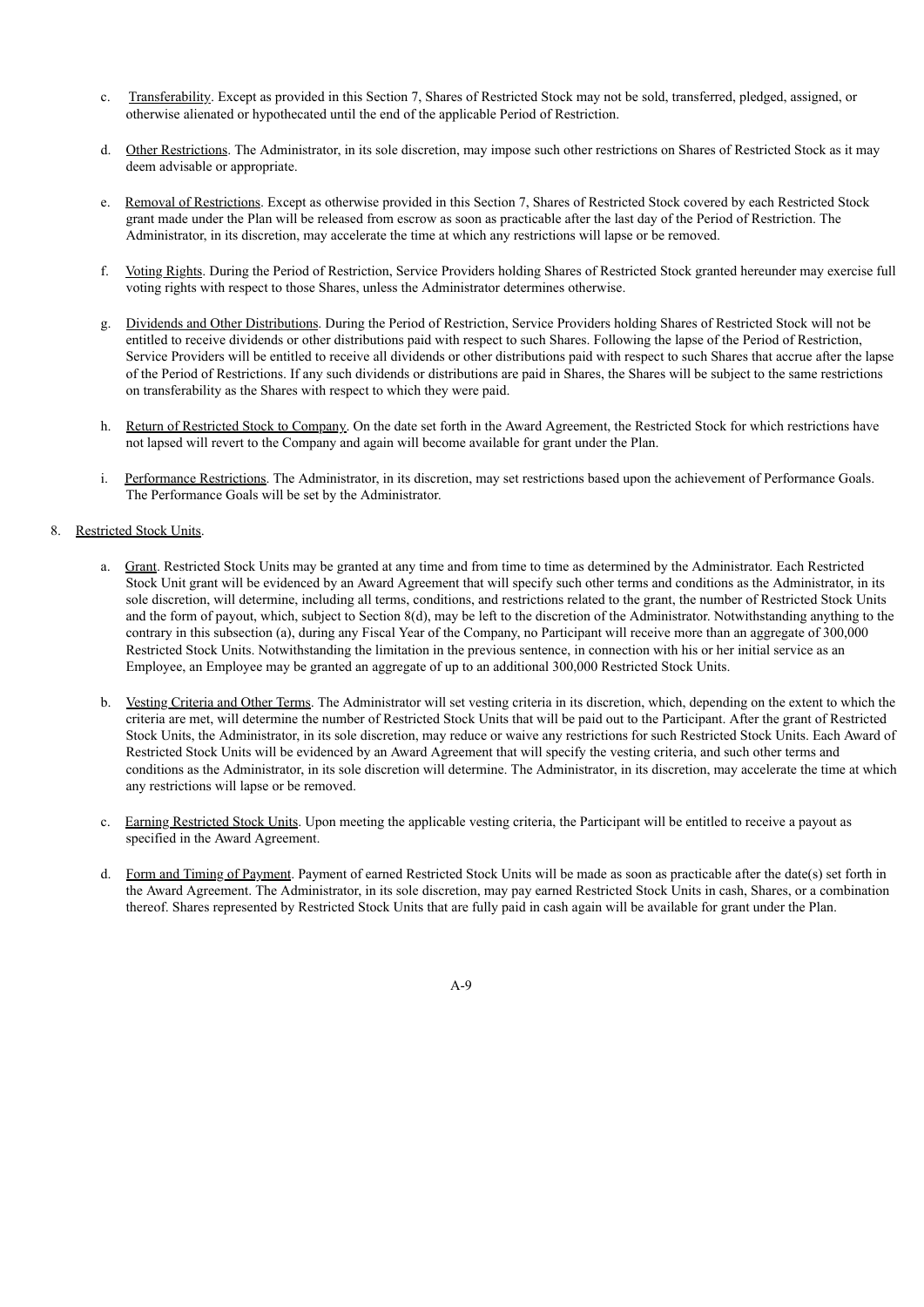c. Transferability. Except as provided in this Section 7, Shares of Restricted Stock may not be sold, transferred, pledged, assigned, or otherwise alienated or hypothecated until the end of the applicable Period of Restriction.

d. Other Restrictions. The Administrator, in its sole discretion, may impose such other restrictions on Shares of Restricted Stock as it may deem advisable or appropriate.

e. Removal of Restrictions. Except as otherwise provided in this Section 7, Shares of Restricted Stock covered by each Restricted Stock grant made under the Plan will be released from escrow as soon as practicable after the last day of the Period of Restriction. The Administrator, in its discretion, may accelerate the time at which any restrictions will lapse or be removed.

f. Voting Rights. During the Period of Restriction, Service Providers holding Shares of Restricted Stock granted hereunder may exercise full voting rights with respect to those Shares, unless the Administrator determines otherwise.

g. Dividends and Other Distributions. During the Period of Restriction, Service Providers holding Shares of Restricted Stock will not be entitled to receive dividends or other distributions paid with respect to such Shares. Following the lapse of the Period of Restriction, Service Providers will be entitled to receive all dividends or other distributions paid with respect to such Shares that accrue after the lapse of the Period of Restrictions. If any such dividends or distributions are paid in Shares, the Shares will be subject to the same restrictions on transferability as the Shares with respect to which they were paid.

h. Return of Restricted Stock to Company. On the date set forth in the Award Agreement, the Restricted Stock for which restrictions have not lapsed will revert to the Company and again will become available for grant under the Plan.

i. Performance Restrictions. The Administrator, in its discretion, may set restrictions based upon the achievement of Performance Goals. The Performance Goals will be set by the Administrator.

8. Restricted Stock Units.

a. Grant. Restricted Stock Units may be granted at any time and from time to time as determined by the Administrator. Each Restricted Stock Unit grant will be evidenced by an Award Agreement that will specify such other terms and conditions as the Administrator, in its sole discretion, will determine, including all terms, conditions, and restrictions related to the grant, the number of Restricted Stock Units and the form of payout, which, subject to Section 8(d), may be left to the discretion of the Administrator. Notwithstanding anything to the contrary in this subsection (a), during any Fiscal Year of the Company, no Participant will receive more than an aggregate of 300,000 Restricted Stock Units. Notwithstanding the limitation in the previous sentence, in connection with his or her initial service as an Employee, an Employee may be granted an aggregate of up to an additional 300,000 Restricted Stock Units.

b. Vesting Criteria and Other Terms. The Administrator will set vesting criteria in its discretion, which, depending on the extent to which the criteria are met, will determine the number of Restricted Stock Units that will be paid out to the Participant. After the grant of Restricted Stock Units, the Administrator, in its sole discretion, may reduce or waive any restrictions for such Restricted Stock Units. Each Award of Restricted Stock Units will be evidenced by an Award Agreement that will specify the vesting criteria, and such other terms and conditions as the Administrator, in its sole discretion will determine. The Administrator, in its discretion, may accelerate the time at which any restrictions will lapse or be removed.

c. Earning Restricted Stock Units. Upon meeting the applicable vesting criteria, the Participant will be entitled to receive a payout as specified in the Award Agreement.

d. Form and Timing of Payment. Payment of earned Restricted Stock Units will be made as soon as practicable after the date(s) set forth in the Award Agreement. The Administrator, in its sole discretion, may pay earned Restricted Stock Units in cash, Shares, or a combination thereof. Shares represented by Restricted Stock Units that are fully paid in cash again will be available for grant under the Plan.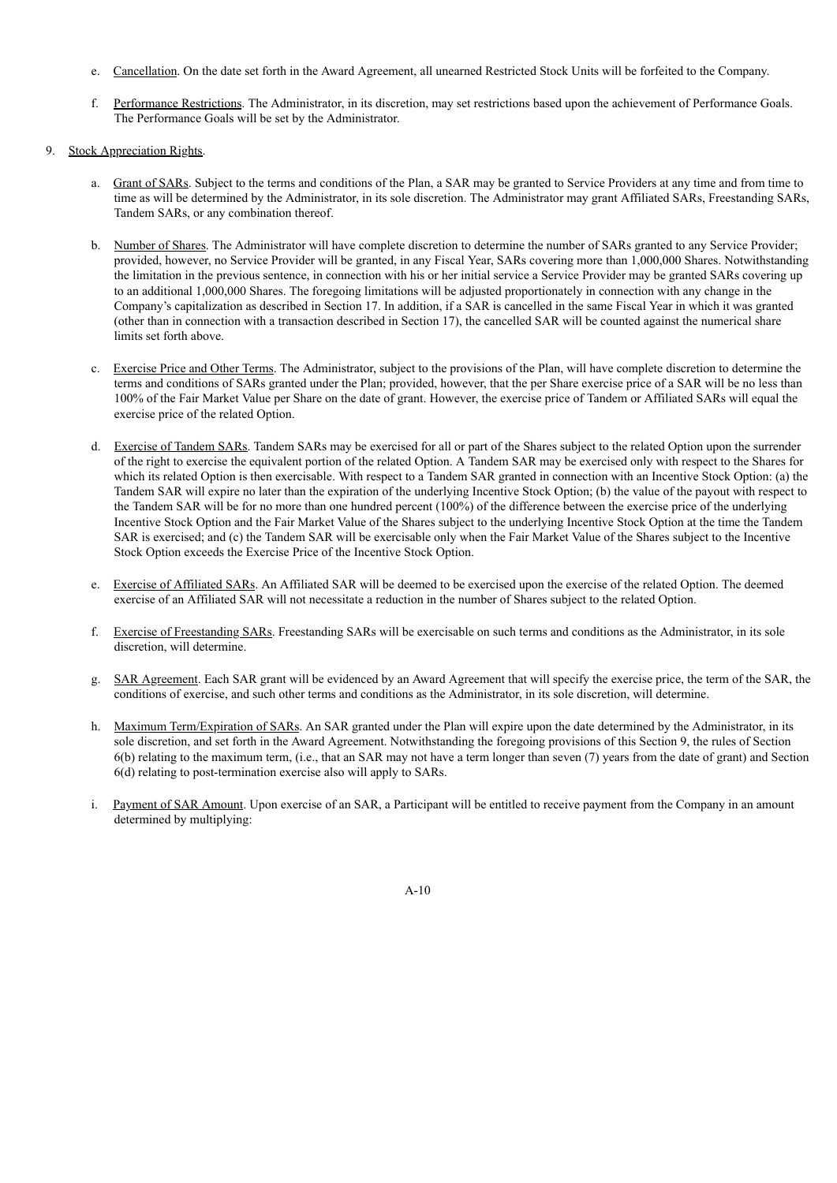e. Cancellation. On the date set forth in the Award Agreement, all unearned Restricted Stock Units will be forfeited to the Company.

f. Performance Restrictions. The Administrator, in its discretion, may set restrictions based upon the achievement of Performance Goals. The Performance Goals will be set by the Administrator.

9. Stock Appreciation Rights.

a. Grant of SARs. Subject to the terms and conditions of the Plan, a SAR may be granted to Service Providers at any time and from time to time as will be determined by the Administrator, in its sole discretion. The Administrator may grant Affiliated SARs, Freestanding SARs, Tandem SARs, or any combination thereof.

b. Number of Shares. The Administrator will have complete discretion to determine the number of SARs granted to any Service Provider; provided, however, no Service Provider will be granted, in any Fiscal Year, SARs covering more than 1,000,000 Shares. Notwithstanding the limitation in the previous sentence, in connection with his or her initial service a Service Provider may be granted SARs covering up to an additional 1,000,000 Shares. The foregoing limitations will be adjusted proportionately in connection with any change in the Company's capitalization as described in Section 17. In addition, if a SAR is cancelled in the same Fiscal Year in which it was granted (other than in connection with a transaction described in Section 17), the cancelled SAR will be counted against the numerical share limits set forth above.

c. Exercise Price and Other Terms. The Administrator, subject to the provisions of the Plan, will have complete discretion to determine the terms and conditions of SARs granted under the Plan; provided, however, that the per Share exercise price of a SAR will be no less than 100% of the Fair Market Value per Share on the date of grant. However, the exercise price of Tandem or Affiliated SARs will equal the exercise price of the related Option.

d. Exercise of Tandem SARs. Tandem SARs may be exercised for all or part of the Shares subject to the related Option upon the surrender of the right to exercise the equivalent portion of the related Option. A Tandem SAR may be exercised only with respect to the Shares for which its related Option is then exercisable. With respect to a Tandem SAR granted in connection with an Incentive Stock Option: (a) the Tandem SAR will expire no later than the expiration of the underlying Incentive Stock Option; (b) the value of the payout with respect to the Tandem SAR will be for no more than one hundred percent (100%) of the difference between the exercise price of the underlying Incentive Stock Option and the Fair Market Value of the Shares subject to the underlying Incentive Stock Option at the time the Tandem SAR is exercised; and (c) the Tandem SAR will be exercisable only when the Fair Market Value of the Shares subject to the Incentive Stock Option exceeds the Exercise Price of the Incentive Stock Option.

e. Exercise of Affiliated SARs. An Affiliated SAR will be deemed to be exercised upon the exercise of the related Option. The deemed exercise of an Affiliated SAR will not necessitate a reduction in the number of Shares subject to the related Option.

f. Exercise of Freestanding SARs. Freestanding SARs will be exercisable on such terms and conditions as the Administrator, in its sole discretion, will determine.

g. SAR Agreement. Each SAR grant will be evidenced by an Award Agreement that will specify the exercise price, the term of the SAR, the conditions of exercise, and such other terms and conditions as the Administrator, in its sole discretion, will determine.

h. Maximum Term/Expiration of SARs. An SAR granted under the Plan will expire upon the date determined by the Administrator, in its sole discretion, and set forth in the Award Agreement. Notwithstanding the foregoing provisions of this Section 9, the rules of Section 6(b) relating to the maximum term, (i.e., that an SAR may not have a term longer than seven (7) years from the date of grant) and Section 6(d) relating to post-termination exercise also will apply to SARs.

i. Payment of SAR Amount. Upon exercise of an SAR, a Participant will be entitled to receive payment from the Company in an amount determined by multiplying: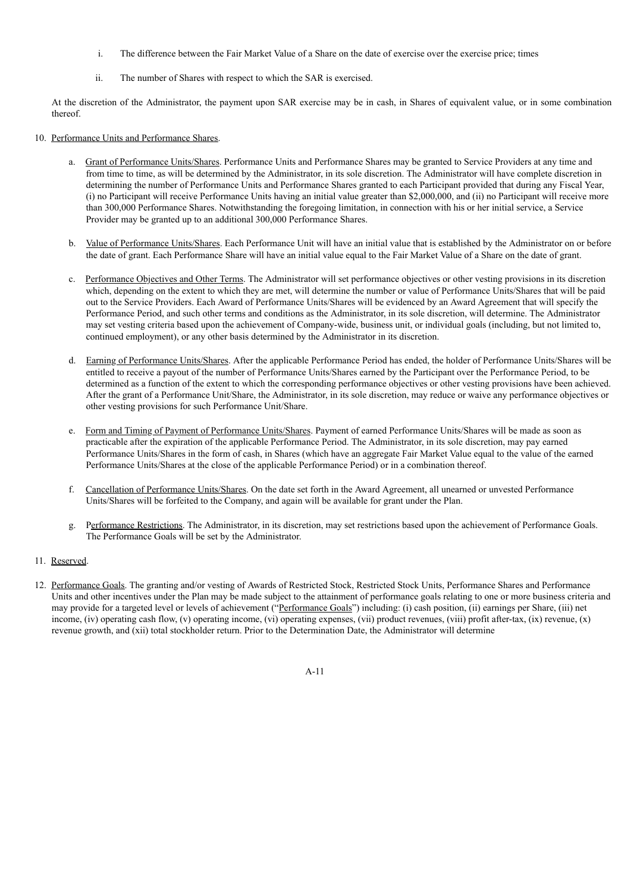i. The difference between the Fair Market Value of a Share on the date of exercise over the exercise price; times

ii. The number of Shares with respect to which the SAR is exercised.

At the discretion of the Administrator, the payment upon SAR exercise may be in cash, in Shares of equivalent value, or in some combination thereof.

10. Performance Units and Performance Shares.

a. Grant of Performance Units/Shares. Performance Units and Performance Shares may be granted to Service Providers at any time and from time to time, as will be determined by the Administrator, in its sole discretion. The Administrator will have complete discretion in determining the number of Performance Units and Performance Shares granted to each Participant provided that during any Fiscal Year, (i) no Participant will receive Performance Units having an initial value greater than $2,000,000, and (ii) no Participant will receive more than 300,000 Performance Shares. Notwithstanding the foregoing limitation, in connection with his or her initial service, a Service Provider may be granted up to an additional 300,000 Performance Shares.

b. Value of Performance Units/Shares. Each Performance Unit will have an initial value that is established by the Administrator on or before the date of grant. Each Performance Share will have an initial value equal to the Fair Market Value of a Share on the date of grant.

c. Performance Objectives and Other Terms. The Administrator will set performance objectives or other vesting provisions in its discretion which, depending on the extent to which they are met, will determine the number or value of Performance Units/Shares that will be paid out to the Service Providers. Each Award of Performance Units/Shares will be evidenced by an Award Agreement that will specify the Performance Period, and such other terms and conditions as the Administrator, in its sole discretion, will determine. The Administrator may set vesting criteria based upon the achievement of Company-wide, business unit, or individual goals (including, but not limited to, continued employment), or any other basis determined by the Administrator in its discretion.

d. Earning of Performance Units/Shares. After the applicable Performance Period has ended, the holder of Performance Units/Shares will be entitled to receive a payout of the number of Performance Units/Shares earned by the Participant over the Performance Period, to be determined as a function of the extent to which the corresponding performance objectives or other vesting provisions have been achieved. After the grant of a Performance Unit/Share, the Administrator, in its sole discretion, may reduce or waive any performance objectives or other vesting provisions for such Performance Unit/Share.

e. Form and Timing of Payment of Performance Units/Shares. Payment of earned Performance Units/Shares will be made as soon as practicable after the expiration of the applicable Performance Period. The Administrator, in its sole discretion, may pay earned Performance Units/Shares in the form of cash, in Shares (which have an aggregate Fair Market Value equal to the value of the earned Performance Units/Shares at the close of the applicable Performance Period) or in a combination thereof.

f. Cancellation of Performance Units/Shares. On the date set forth in the Award Agreement, all unearned or unvested Performance Units/Shares will be forfeited to the Company, and again will be available for grant under the Plan.

g. Performance Restrictions. The Administrator, in its discretion, may set restrictions based upon the achievement of Performance Goals. The Performance Goals will be set by the Administrator.

11. Reserved.

12. Performance Goals. The granting and/or vesting of Awards of Restricted Stock, Restricted Stock Units, Performance Shares and Performance Units and other incentives under the Plan may be made subject to the attainment of performance goals relating to one or more business criteria and may provide for a targeted level or levels of achievement ("Performance Goals") including: (i) cash position, (ii) earnings per Share, (iii) net income, (iv) operating cash flow, (v) operating income, (vi) operating expenses, (vii) product revenues, (viii) profit after-tax, (ix) revenue, (x) revenue growth, and (xii) total stockholder return. Prior to the Determination Date, the Administrator will determine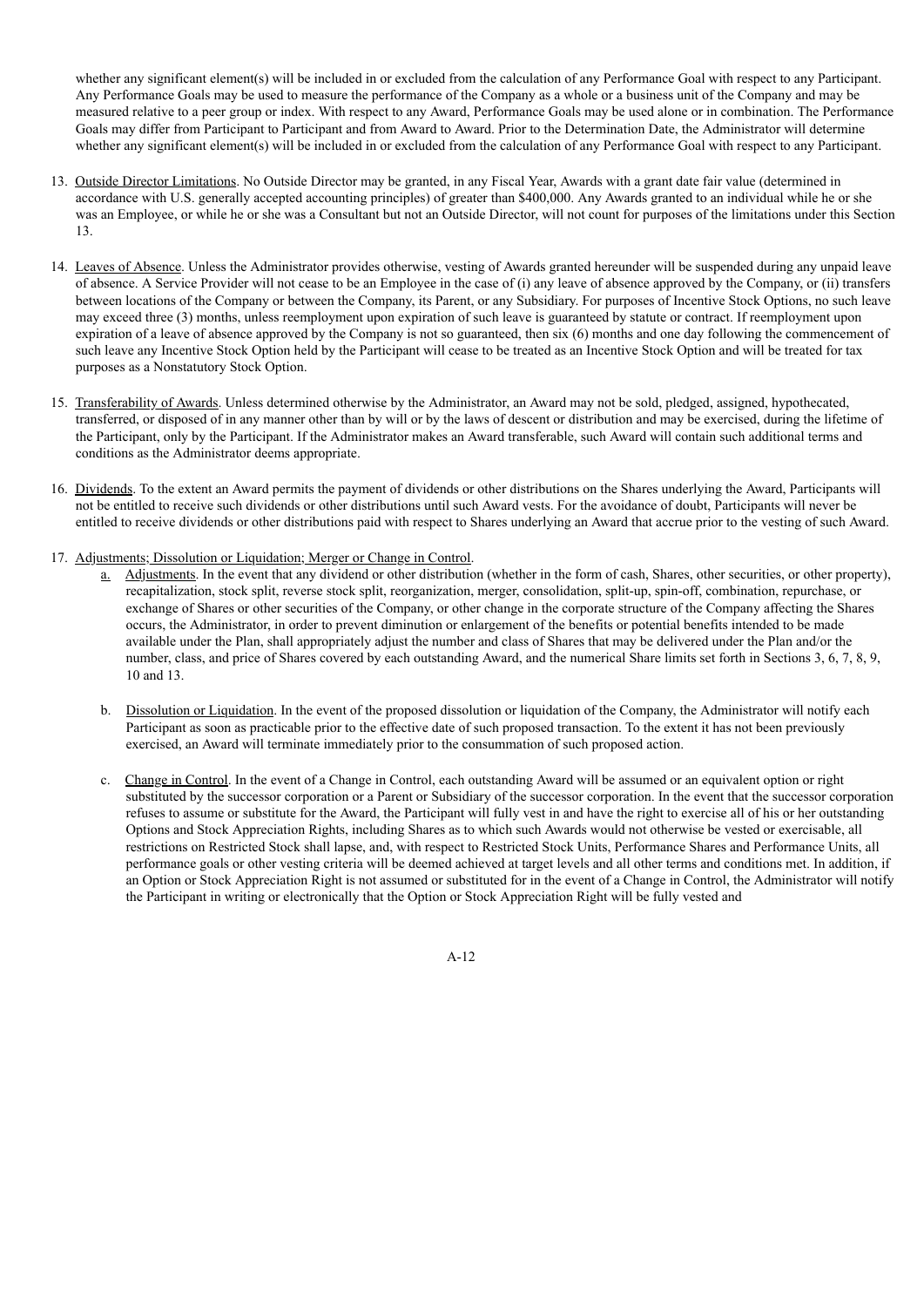whether any significant element(s) will be included in or excluded from the calculation of any Performance Goal with respect to any Participant. Any Performance Goals may be used to measure the performance of the Company as a whole or a business unit of the Company and may be measured relative to a peer group or index. With respect to any Award, Performance Goals may be used alone or in combination. The Performance Goals may differ from Participant to Participant and from Award to Award. Prior to the Determination Date, the Administrator will determine whether any significant element(s) will be included in or excluded from the calculation of any Performance Goal with respect to any Participant.

13. Outside Director Limitations. No Outside Director may be granted, in any Fiscal Year, Awards with a grant date fair value (determined in accordance with U.S. generally accepted accounting principles) of greater than $400,000. Any Awards granted to an individual while he or she was an Employee, or while he or she was a Consultant but not an Outside Director, will not count for purposes of the limitations under this Section 13.

14. Leaves of Absence. Unless the Administrator provides otherwise, vesting of Awards granted hereunder will be suspended during any unpaid leave of absence. A Service Provider will not cease to be an Employee in the case of (i) any leave of absence approved by the Company, or (ii) transfers between locations of the Company or between the Company, its Parent, or any Subsidiary. For purposes of Incentive Stock Options, no such leave may exceed three (3) months, unless reemployment upon expiration of such leave is guaranteed by statute or contract. If reemployment upon expiration of a leave of absence approved by the Company is not so guaranteed, then six (6) months and one day following the commencement of such leave any Incentive Stock Option held by the Participant will cease to be treated as an Incentive Stock Option and will be treated for tax purposes as a Nonstatutory Stock Option.

15. Transferability of Awards. Unless determined otherwise by the Administrator, an Award may not be sold, pledged, assigned, hypothecated, transferred, or disposed of in any manner other than by will or by the laws of descent or distribution and may be exercised, during the lifetime of the Participant, only by the Participant. If the Administrator makes an Award transferable, such Award will contain such additional terms and conditions as the Administrator deems appropriate.

16. Dividends. To the extent an Award permits the payment of dividends or other distributions on the Shares underlying the Award, Participants will not be entitled to receive such dividends or other distributions until such Award vests. For the avoidance of doubt, Participants will never be entitled to receive dividends or other distributions paid with respect to Shares underlying an Award that accrue prior to the vesting of such Award.

17. Adjustments; Dissolution or Liquidation; Merger or Change in Control.

    a. Adjustments. In the event that any dividend or other distribution (whether in the form of cash, Shares, other securities, or other property), recapitalization, stock split, reverse stock split, reorganization, merger, consolidation, split-up, spin-off, combination, repurchase, or exchange of Shares or other securities of the Company, or other change in the corporate structure of the Company affecting the Shares occurs, the Administrator, in order to prevent diminution or enlargement of the benefits or potential benefits intended to be made available under the Plan, shall appropriately adjust the number and class of Shares that may be delivered under the Plan and/or the number, class, and price of Shares covered by each outstanding Award, and the numerical Share limits set forth in Sections 3, 6, 7, 8, 9, 10 and 13.

    b. Dissolution or Liquidation. In the event of the proposed dissolution or liquidation of the Company, the Administrator will notify each Participant as soon as practicable prior to the effective date of such proposed transaction. To the extent it has not been previously exercised, an Award will terminate immediately prior to the consummation of such proposed action.

    c. Change in Control. In the event of a Change in Control, each outstanding Award will be assumed or an equivalent option or right substituted by the successor corporation or a Parent or Subsidiary of the successor corporation. In the event that the successor corporation refuses to assume or substitute for the Award, the Participant will fully vest in and have the right to exercise all of his or her outstanding Options and Stock Appreciation Rights, including Shares as to which such Awards would not otherwise be vested or exercisable, all restrictions on Restricted Stock shall lapse, and, with respect to Restricted Stock Units, Performance Shares and Performance Units, all performance goals or other vesting criteria will be deemed achieved at target levels and all other terms and conditions met. In addition, if an Option or Stock Appreciation Right is not assumed or substituted for in the event of a Change in Control, the Administrator will notify the Participant in writing or electronically that the Option or Stock Appreciation Right will be fully vested and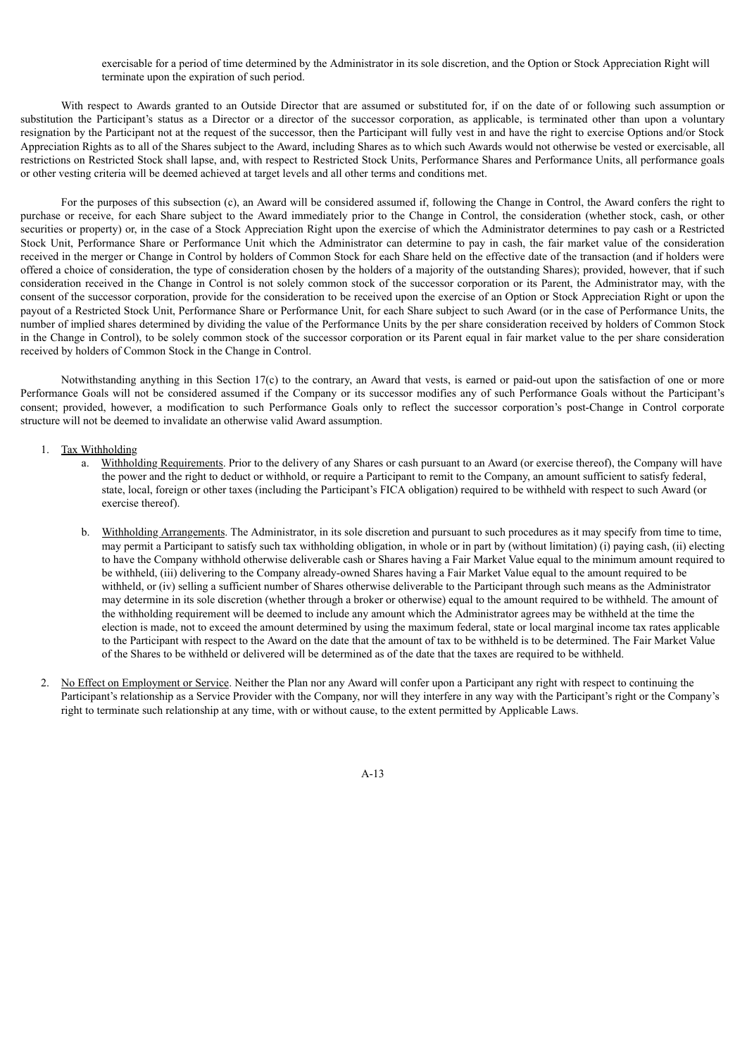exercisable for a period of time determined by the Administrator in its sole discretion, and the Option or Stock Appreciation Right will terminate upon the expiration of such period.

With respect to Awards granted to an Outside Director that are assumed or substituted for, if on the date of or following such assumption or substitution the Participant's status as a Director or a director of the successor corporation, as applicable, is terminated other than upon a voluntary resignation by the Participant not at the request of the successor, then the Participant will fully vest in and have the right to exercise Options and/or Stock Appreciation Rights as to all of the Shares subject to the Award, including Shares as to which such Awards would not otherwise be vested or exercisable, all restrictions on Restricted Stock shall lapse, and, with respect to Restricted Stock Units, Performance Shares and Performance Units, all performance goals or other vesting criteria will be deemed achieved at target levels and all other terms and conditions met.

For the purposes of this subsection (c), an Award will be considered assumed if, following the Change in Control, the Award confers the right to purchase or receive, for each Share subject to the Award immediately prior to the Change in Control, the consideration (whether stock, cash, or other securities or property) or, in the case of a Stock Appreciation Right upon the exercise of which the Administrator determines to pay cash or a Restricted Stock Unit, Performance Share or Performance Unit which the Administrator can determine to pay in cash, the fair market value of the consideration received in the merger or Change in Control by holders of Common Stock for each Share held on the effective date of the transaction (and if holders were offered a choice of consideration, the type of consideration chosen by the holders of a majority of the outstanding Shares); provided, however, that if such consideration received in the Change in Control is not solely common stock of the successor corporation or its Parent, the Administrator may, with the consent of the successor corporation, provide for the consideration to be received upon the exercise of an Option or Stock Appreciation Right or upon the payout of a Restricted Stock Unit, Performance Share or Performance Unit, for each Share subject to such Award (or in the case of Performance Units, the number of implied shares determined by dividing the value of the Performance Units by the per share consideration received by holders of Common Stock in the Change in Control), to be solely common stock of the successor corporation or its Parent equal in fair market value to the per share consideration received by holders of Common Stock in the Change in Control.

Notwithstanding anything in this Section 17(c) to the contrary, an Award that vests, is earned or paid-out upon the satisfaction of one or more Performance Goals will not be considered assumed if the Company or its successor modifies any of such Performance Goals without the Participant's consent; provided, however, a modification to such Performance Goals only to reflect the successor corporation's post-Change in Control corporate structure will not be deemed to invalidate an otherwise valid Award assumption.

1. Tax Withholding
   a. Withholding Requirements. Prior to the delivery of any Shares or cash pursuant to an Award (or exercise thereof), the Company will have the power and the right to deduct or withhold, or require a Participant to remit to the Company, an amount sufficient to satisfy federal, state, local, foreign or other taxes (including the Participant's FICA obligation) required to be withheld with respect to such Award (or exercise thereof).

   b. Withholding Arrangements. The Administrator, in its sole discretion and pursuant to such procedures as it may specify from time to time, may permit a Participant to satisfy such tax withholding obligation, in whole or in part by (without limitation) (i) paying cash, (ii) electing to have the Company withhold otherwise deliverable cash or Shares having a Fair Market Value equal to the minimum amount required to be withheld, (iii) delivering to the Company already-owned Shares having a Fair Market Value equal to the amount required to be withheld, or (iv) selling a sufficient number of Shares otherwise deliverable to the Participant through such means as the Administrator may determine in its sole discretion (whether through a broker or otherwise) equal to the amount required to be withheld. The amount of the withholding requirement will be deemed to include any amount which the Administrator agrees may be withheld at the time the election is made, not to exceed the amount determined by using the maximum federal, state or local marginal income tax rates applicable to the Participant with respect to the Award on the date that the amount of tax to be withheld is to be determined. The Fair Market Value of the Shares to be withheld or delivered will be determined as of the date that the taxes are required to be withheld.

2. No Effect on Employment or Service. Neither the Plan nor any Award will confer upon a Participant any right with respect to continuing the Participant's relationship as a Service Provider with the Company, nor will they interfere in any way with the Participant's right or the Company's right to terminate such relationship at any time, with or without cause, to the extent permitted by Applicable Laws.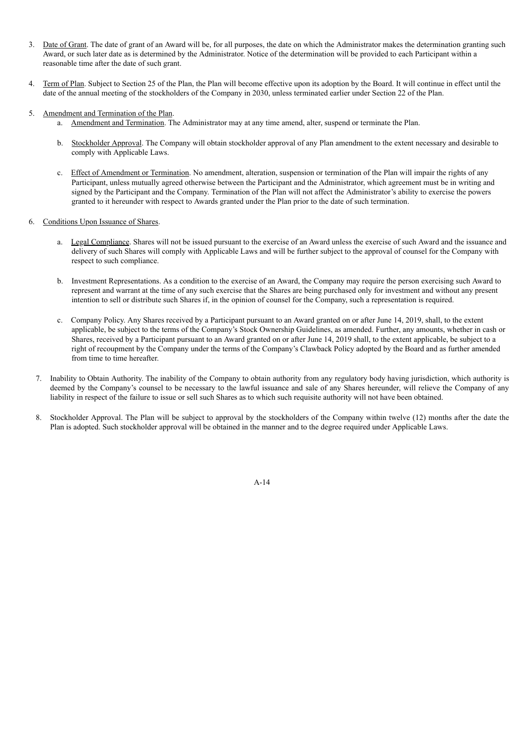3. Date of Grant. The date of grant of an Award will be, for all purposes, the date on which the Administrator makes the determination granting such Award, or such later date as is determined by the Administrator. Notice of the determination will be provided to each Participant within a reasonable time after the date of such grant.

4. Term of Plan. Subject to Section 25 of the Plan, the Plan will become effective upon its adoption by the Board. It will continue in effect until the date of the annual meeting of the stockholders of the Company in 2030, unless terminated earlier under Section 22 of the Plan.

5. Amendment and Termination of the Plan.
   a. Amendment and Termination. The Administrator may at any time amend, alter, suspend or terminate the Plan.

   b. Stockholder Approval. The Company will obtain stockholder approval of any Plan amendment to the extent necessary and desirable to comply with Applicable Laws.

   c. Effect of Amendment or Termination. No amendment, alteration, suspension or termination of the Plan will impair the rights of any Participant, unless mutually agreed otherwise between the Participant and the Administrator, which agreement must be in writing and signed by the Participant and the Company. Termination of the Plan will not affect the Administrator's ability to exercise the powers granted to it hereunder with respect to Awards granted under the Plan prior to the date of such termination.

6. Conditions Upon Issuance of Shares.

   a. Legal Compliance. Shares will not be issued pursuant to the exercise of an Award unless the exercise of such Award and the issuance and delivery of such Shares will comply with Applicable Laws and will be further subject to the approval of counsel for the Company with respect to such compliance.

   b. Investment Representations. As a condition to the exercise of an Award, the Company may require the person exercising such Award to represent and warrant at the time of any such exercise that the Shares are being purchased only for investment and without any present intention to sell or distribute such Shares if, in the opinion of counsel for the Company, such a representation is required.

   c. Company Policy. Any Shares received by a Participant pursuant to an Award granted on or after June 14, 2019, shall, to the extent applicable, be subject to the terms of the Company's Stock Ownership Guidelines, as amended. Further, any amounts, whether in cash or Shares, received by a Participant pursuant to an Award granted on or after June 14, 2019 shall, to the extent applicable, be subject to a right of recoupment by the Company under the terms of the Company's Clawback Policy adopted by the Board and as further amended from time to time hereafter.

7. Inability to Obtain Authority. The inability of the Company to obtain authority from any regulatory body having jurisdiction, which authority is deemed by the Company's counsel to be necessary to the lawful issuance and sale of any Shares hereunder, will relieve the Company of any liability in respect of the failure to issue or sell such Shares as to which such requisite authority will not have been obtained.

8. Stockholder Approval. The Plan will be subject to approval by the stockholders of the Company within twelve (12) months after the date the Plan is adopted. Such stockholder approval will be obtained in the manner and to the degree required under Applicable Laws.